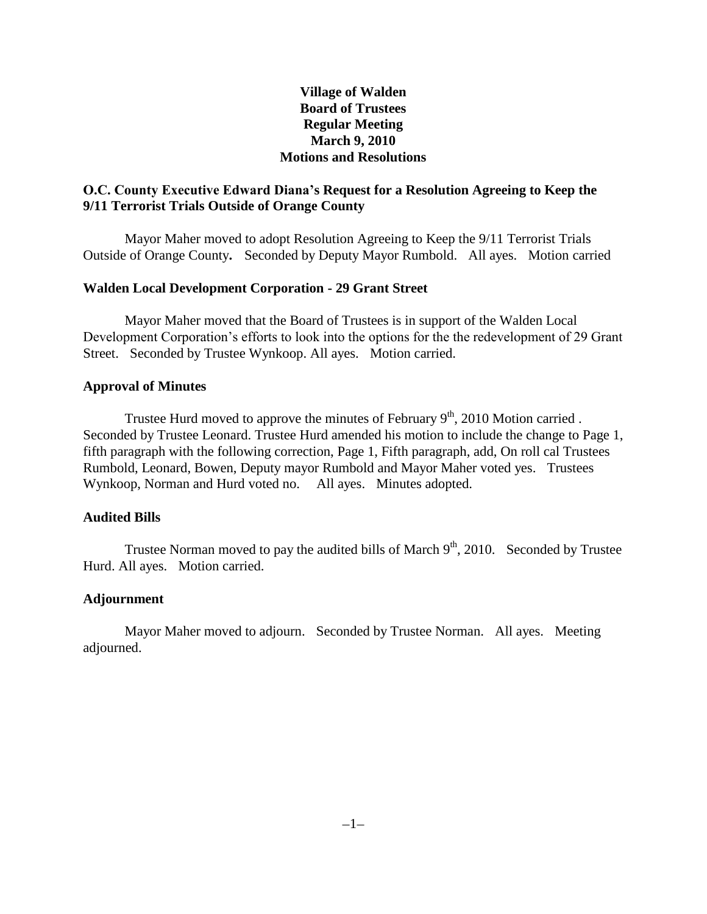**Village of Walden**
**Board of Trustees**
**Regular Meeting**
**March 9, 2010**
**Motions and Resolutions**

### O.C. County Executive Edward Diana's Request for a Resolution Agreeing to Keep the 9/11 Terrorist Trials Outside of Orange County

Mayor Maher moved to adopt Resolution Agreeing to Keep the 9/11 Terrorist Trials Outside of Orange County**.** Seconded by Deputy Mayor Rumbold. All ayes. Motion carried

### Walden Local Development Corporation - 29 Grant Street

Mayor Maher moved that the Board of Trustees is in support of the Walden Local Development Corporation's efforts to look into the options for the the redevelopment of 29 Grant Street. Seconded by Trustee Wynkoop. All ayes. Motion carried.

### Approval of Minutes

Trustee Hurd moved to approve the minutes of February 9th, 2010 Motion carried . Seconded by Trustee Leonard. Trustee Hurd amended his motion to include the change to Page 1, fifth paragraph with the following correction, Page 1, Fifth paragraph, add, On roll cal Trustees Rumbold, Leonard, Bowen, Deputy mayor Rumbold and Mayor Maher voted yes. Trustees Wynkoop, Norman and Hurd voted no. All ayes. Minutes adopted.

### Audited Bills

Trustee Norman moved to pay the audited bills of March 9th, 2010. Seconded by Trustee Hurd. All ayes. Motion carried.

### Adjournment

Mayor Maher moved to adjourn. Seconded by Trustee Norman. All ayes. Meeting adjourned.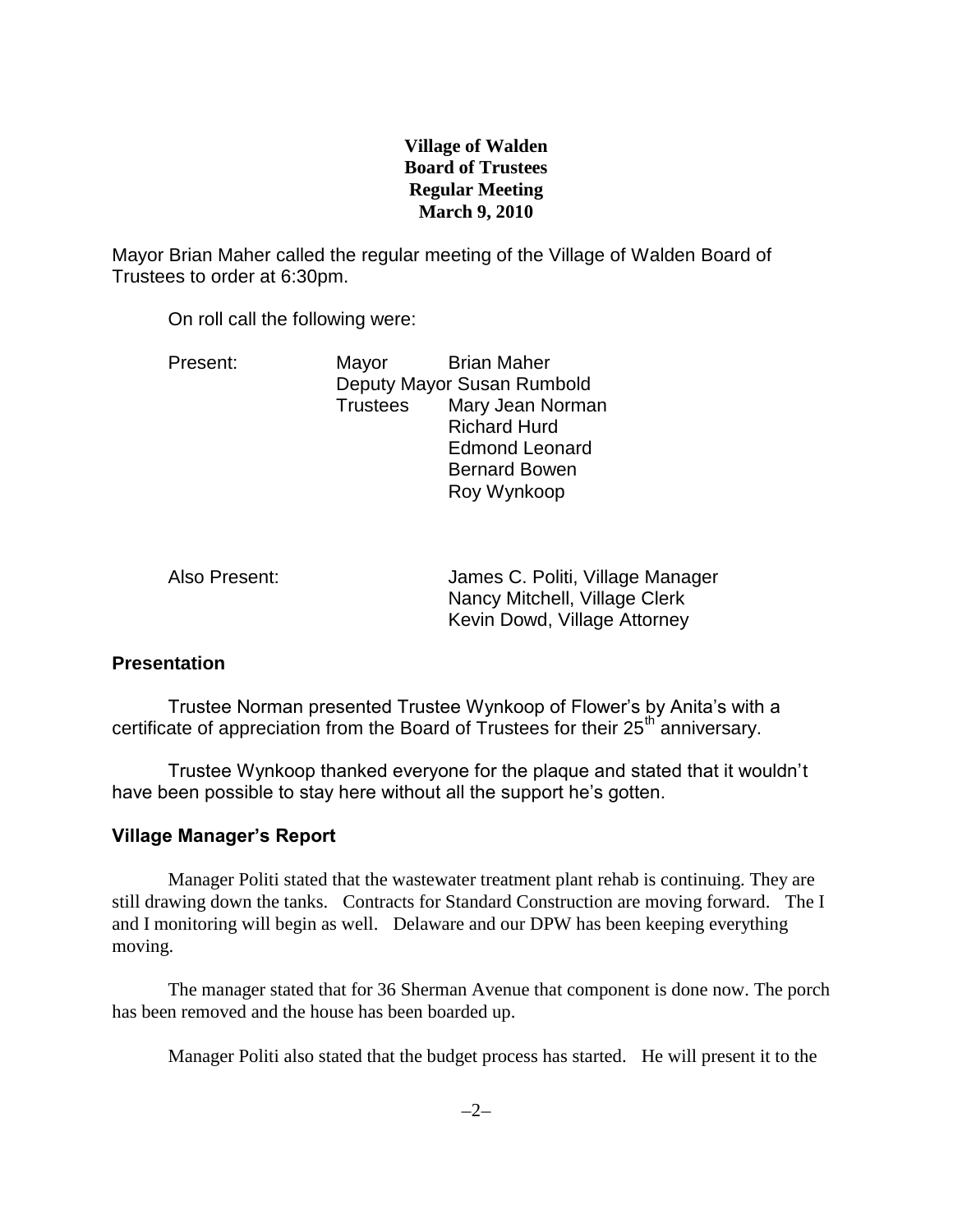**Village of Walden**
**Board of Trustees**
**Regular Meeting**
**March 9, 2010**

Mayor Brian Maher called the regular meeting of the Village of Walden Board of Trustees to order at 6:30pm.

On roll call the following were:

Present: Mayor Brian Maher
Deputy Mayor Susan Rumbold
Trustees Mary Jean Norman
Richard Hurd
Edmond Leonard
Bernard Bowen
Roy Wynkoop

Also Present: James C. Politi, Village Manager
Nancy Mitchell, Village Clerk
Kevin Dowd, Village Attorney

### Presentation

Trustee Norman presented Trustee Wynkoop of Flower's by Anita's with a certificate of appreciation from the Board of Trustees for their 25th anniversary.

Trustee Wynkoop thanked everyone for the plaque and stated that it wouldn't have been possible to stay here without all the support he's gotten.

### Village Manager's Report

Manager Politi stated that the wastewater treatment plant rehab is continuing. They are still drawing down the tanks. Contracts for Standard Construction are moving forward. The I and I monitoring will begin as well. Delaware and our DPW has been keeping everything moving.

The manager stated that for 36 Sherman Avenue that component is done now. The porch has been removed and the house has been boarded up.

Manager Politi also stated that the budget process has started. He will present it to the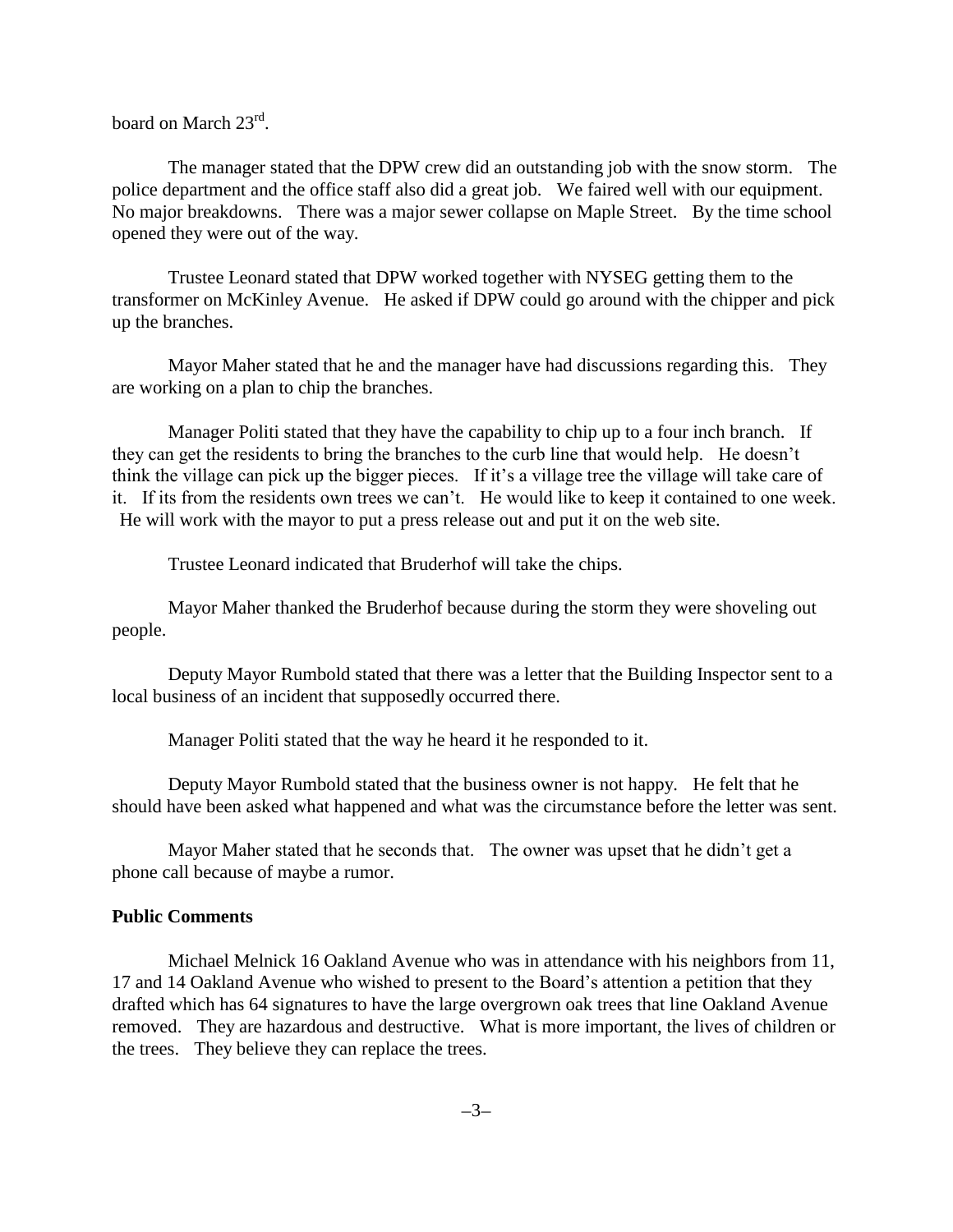board on March 23rd.

The manager stated that the DPW crew did an outstanding job with the snow storm. The police department and the office staff also did a great job. We faired well with our equipment. No major breakdowns. There was a major sewer collapse on Maple Street. By the time school opened they were out of the way.

Trustee Leonard stated that DPW worked together with NYSEG getting them to the transformer on McKinley Avenue. He asked if DPW could go around with the chipper and pick up the branches.

Mayor Maher stated that he and the manager have had discussions regarding this. They are working on a plan to chip the branches.

Manager Politi stated that they have the capability to chip up to a four inch branch. If they can get the residents to bring the branches to the curb line that would help. He doesn't think the village can pick up the bigger pieces. If it's a village tree the village will take care of it. If its from the residents own trees we can't. He would like to keep it contained to one week. He will work with the mayor to put a press release out and put it on the web site.

Trustee Leonard indicated that Bruderhof will take the chips.

Mayor Maher thanked the Bruderhof because during the storm they were shoveling out people.

Deputy Mayor Rumbold stated that there was a letter that the Building Inspector sent to a local business of an incident that supposedly occurred there.

Manager Politi stated that the way he heard it he responded to it.

Deputy Mayor Rumbold stated that the business owner is not happy. He felt that he should have been asked what happened and what was the circumstance before the letter was sent.

Mayor Maher stated that he seconds that. The owner was upset that he didn't get a phone call because of maybe a rumor.

**Public Comments**

Michael Melnick 16 Oakland Avenue who was in attendance with his neighbors from 11, 17 and 14 Oakland Avenue who wished to present to the Board's attention a petition that they drafted which has 64 signatures to have the large overgrown oak trees that line Oakland Avenue removed. They are hazardous and destructive. What is more important, the lives of children or the trees. They believe they can replace the trees.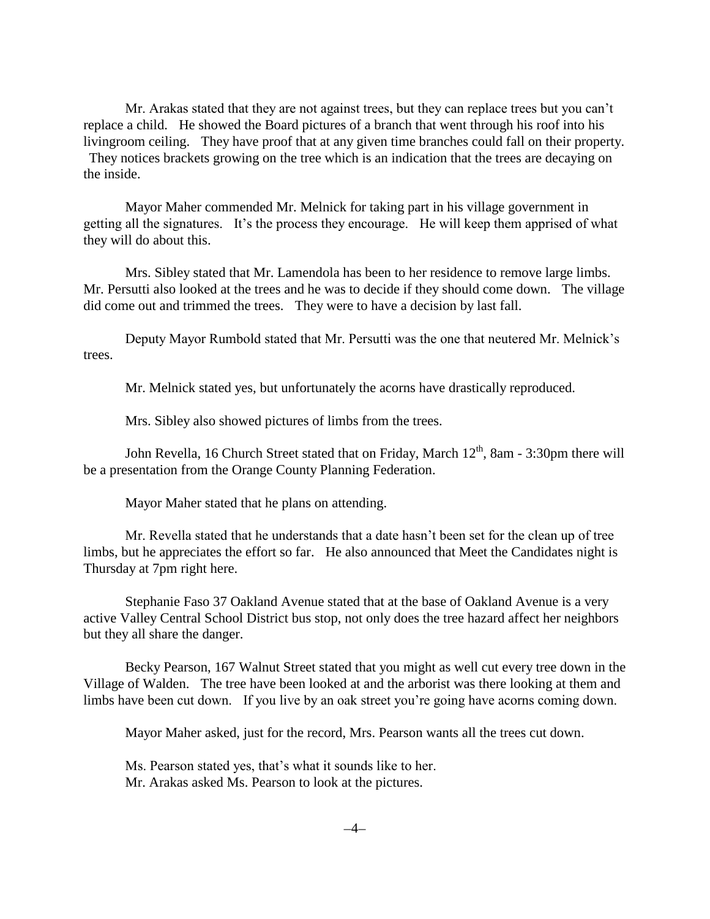Mr. Arakas stated that they are not against trees, but they can replace trees but you can't replace a child. He showed the Board pictures of a branch that went through his roof into his livingroom ceiling. They have proof that at any given time branches could fall on their property. They notices brackets growing on the tree which is an indication that the trees are decaying on the inside.

Mayor Maher commended Mr. Melnick for taking part in his village government in getting all the signatures. It's the process they encourage. He will keep them apprised of what they will do about this.

Mrs. Sibley stated that Mr. Lamendola has been to her residence to remove large limbs. Mr. Persutti also looked at the trees and he was to decide if they should come down. The village did come out and trimmed the trees. They were to have a decision by last fall.

Deputy Mayor Rumbold stated that Mr. Persutti was the one that neutered Mr. Melnick's trees.

Mr. Melnick stated yes, but unfortunately the acorns have drastically reproduced.

Mrs. Sibley also showed pictures of limbs from the trees.

John Revella, 16 Church Street stated that on Friday, March 12th, 8am - 3:30pm there will be a presentation from the Orange County Planning Federation.

Mayor Maher stated that he plans on attending.

Mr. Revella stated that he understands that a date hasn't been set for the clean up of tree limbs, but he appreciates the effort so far. He also announced that Meet the Candidates night is Thursday at 7pm right here.

Stephanie Faso 37 Oakland Avenue stated that at the base of Oakland Avenue is a very active Valley Central School District bus stop, not only does the tree hazard affect her neighbors but they all share the danger.

Becky Pearson, 167 Walnut Street stated that you might as well cut every tree down in the Village of Walden. The tree have been looked at and the arborist was there looking at them and limbs have been cut down. If you live by an oak street you're going have acorns coming down.

Mayor Maher asked, just for the record, Mrs. Pearson wants all the trees cut down.

Ms. Pearson stated yes, that's what it sounds like to her.
Mr. Arakas asked Ms. Pearson to look at the pictures.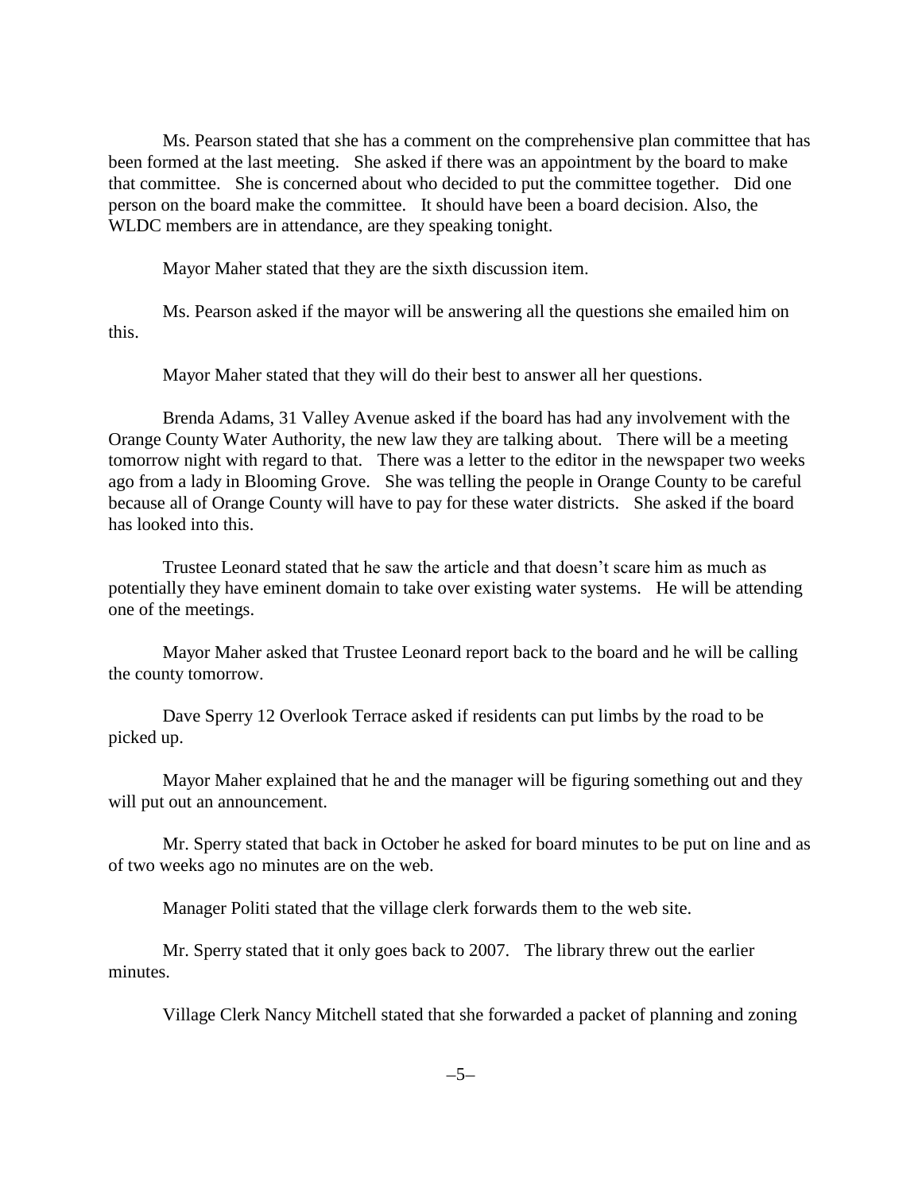Ms. Pearson stated that she has a comment on the comprehensive plan committee that has been formed at the last meeting. She asked if there was an appointment by the board to make that committee. She is concerned about who decided to put the committee together. Did one person on the board make the committee. It should have been a board decision. Also, the WLDC members are in attendance, are they speaking tonight.

Mayor Maher stated that they are the sixth discussion item.

Ms. Pearson asked if the mayor will be answering all the questions she emailed him on this.

Mayor Maher stated that they will do their best to answer all her questions.

Brenda Adams, 31 Valley Avenue asked if the board has had any involvement with the Orange County Water Authority, the new law they are talking about. There will be a meeting tomorrow night with regard to that. There was a letter to the editor in the newspaper two weeks ago from a lady in Blooming Grove. She was telling the people in Orange County to be careful because all of Orange County will have to pay for these water districts. She asked if the board has looked into this.

Trustee Leonard stated that he saw the article and that doesn't scare him as much as potentially they have eminent domain to take over existing water systems. He will be attending one of the meetings.

Mayor Maher asked that Trustee Leonard report back to the board and he will be calling the county tomorrow.

Dave Sperry 12 Overlook Terrace asked if residents can put limbs by the road to be picked up.

Mayor Maher explained that he and the manager will be figuring something out and they will put out an announcement.

Mr. Sperry stated that back in October he asked for board minutes to be put on line and as of two weeks ago no minutes are on the web.

Manager Politi stated that the village clerk forwards them to the web site.

Mr. Sperry stated that it only goes back to 2007. The library threw out the earlier minutes.

Village Clerk Nancy Mitchell stated that she forwarded a packet of planning and zoning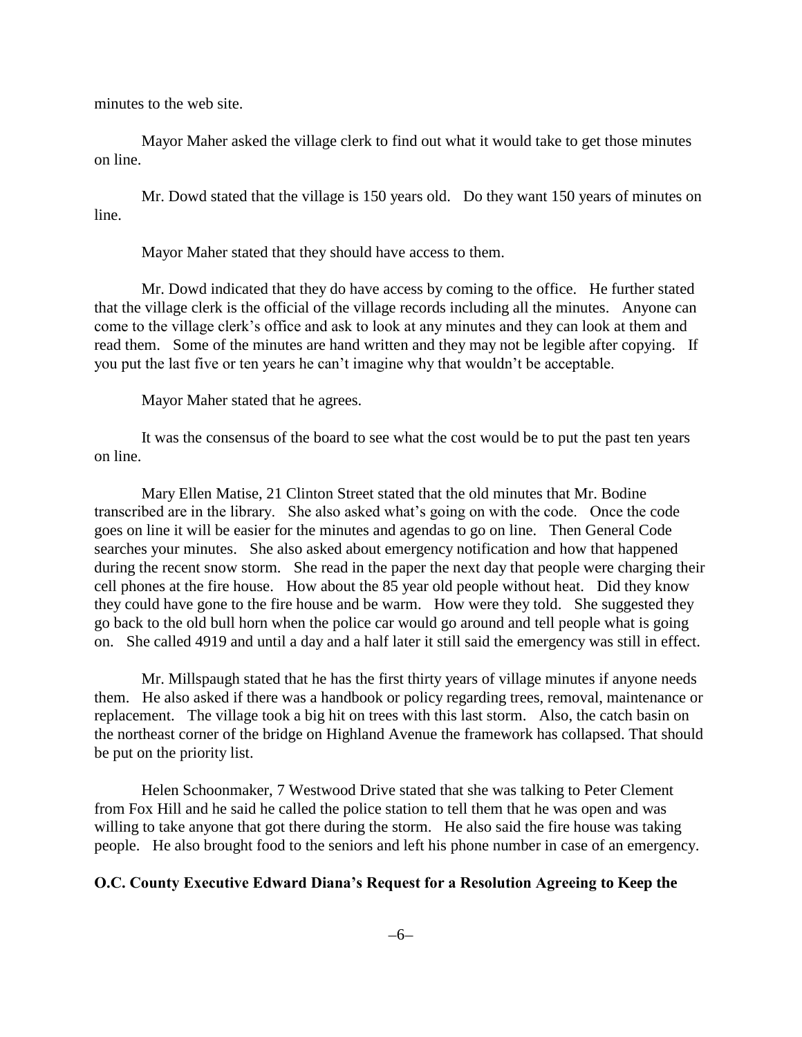minutes to the web site.

Mayor Maher asked the village clerk to find out what it would take to get those minutes on line.

Mr. Dowd stated that the village is 150 years old. Do they want 150 years of minutes on line.

Mayor Maher stated that they should have access to them.

Mr. Dowd indicated that they do have access by coming to the office. He further stated that the village clerk is the official of the village records including all the minutes. Anyone can come to the village clerk's office and ask to look at any minutes and they can look at them and read them. Some of the minutes are hand written and they may not be legible after copying. If you put the last five or ten years he can't imagine why that wouldn't be acceptable.

Mayor Maher stated that he agrees.

It was the consensus of the board to see what the cost would be to put the past ten years on line.

Mary Ellen Matise, 21 Clinton Street stated that the old minutes that Mr. Bodine transcribed are in the library. She also asked what's going on with the code. Once the code goes on line it will be easier for the minutes and agendas to go on line. Then General Code searches your minutes. She also asked about emergency notification and how that happened during the recent snow storm. She read in the paper the next day that people were charging their cell phones at the fire house. How about the 85 year old people without heat. Did they know they could have gone to the fire house and be warm. How were they told. She suggested they go back to the old bull horn when the police car would go around and tell people what is going on. She called 4919 and until a day and a half later it still said the emergency was still in effect.

Mr. Millspaugh stated that he has the first thirty years of village minutes if anyone needs them. He also asked if there was a handbook or policy regarding trees, removal, maintenance or replacement. The village took a big hit on trees with this last storm. Also, the catch basin on the northeast corner of the bridge on Highland Avenue the framework has collapsed. That should be put on the priority list.

Helen Schoonmaker, 7 Westwood Drive stated that she was talking to Peter Clement from Fox Hill and he said he called the police station to tell them that he was open and was willing to take anyone that got there during the storm. He also said the fire house was taking people. He also brought food to the seniors and left his phone number in case of an emergency.

**O.C. County Executive Edward Diana's Request for a Resolution Agreeing to Keep the**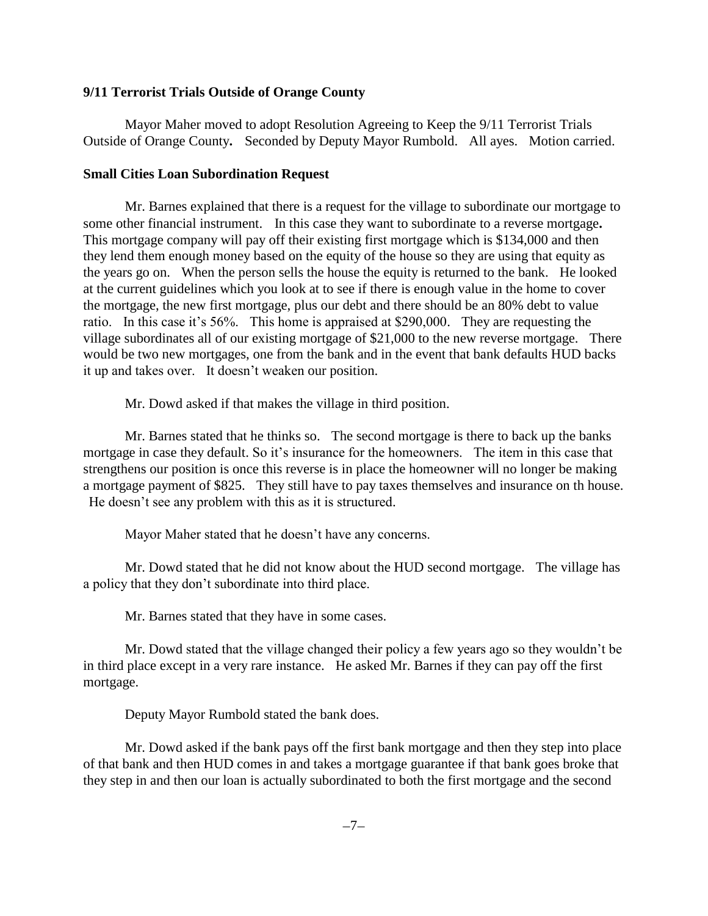**9/11 Terrorist Trials Outside of Orange County**

Mayor Maher moved to adopt Resolution Agreeing to Keep the 9/11 Terrorist Trials Outside of Orange County**.** Seconded by Deputy Mayor Rumbold. All ayes. Motion carried.

**Small Cities Loan Subordination Request**

Mr. Barnes explained that there is a request for the village to subordinate our mortgage to some other financial instrument. In this case they want to subordinate to a reverse mortgage**.** This mortgage company will pay off their existing first mortgage which is $134,000 and then they lend them enough money based on the equity of the house so they are using that equity as the years go on. When the person sells the house the equity is returned to the bank. He looked at the current guidelines which you look at to see if there is enough value in the home to cover the mortgage, the new first mortgage, plus our debt and there should be an 80% debt to value ratio. In this case it's 56%. This home is appraised at $290,000. They are requesting the village subordinates all of our existing mortgage of $21,000 to the new reverse mortgage. There would be two new mortgages, one from the bank and in the event that bank defaults HUD backs it up and takes over. It doesn't weaken our position.

Mr. Dowd asked if that makes the village in third position.

Mr. Barnes stated that he thinks so. The second mortgage is there to back up the banks mortgage in case they default. So it's insurance for the homeowners. The item in this case that strengthens our position is once this reverse is in place the homeowner will no longer be making a mortgage payment of $825. They still have to pay taxes themselves and insurance on th house. He doesn't see any problem with this as it is structured.

Mayor Maher stated that he doesn't have any concerns.

Mr. Dowd stated that he did not know about the HUD second mortgage. The village has a policy that they don't subordinate into third place.

Mr. Barnes stated that they have in some cases.

Mr. Dowd stated that the village changed their policy a few years ago so they wouldn't be in third place except in a very rare instance. He asked Mr. Barnes if they can pay off the first mortgage.

Deputy Mayor Rumbold stated the bank does.

Mr. Dowd asked if the bank pays off the first bank mortgage and then they step into place of that bank and then HUD comes in and takes a mortgage guarantee if that bank goes broke that they step in and then our loan is actually subordinated to both the first mortgage and the second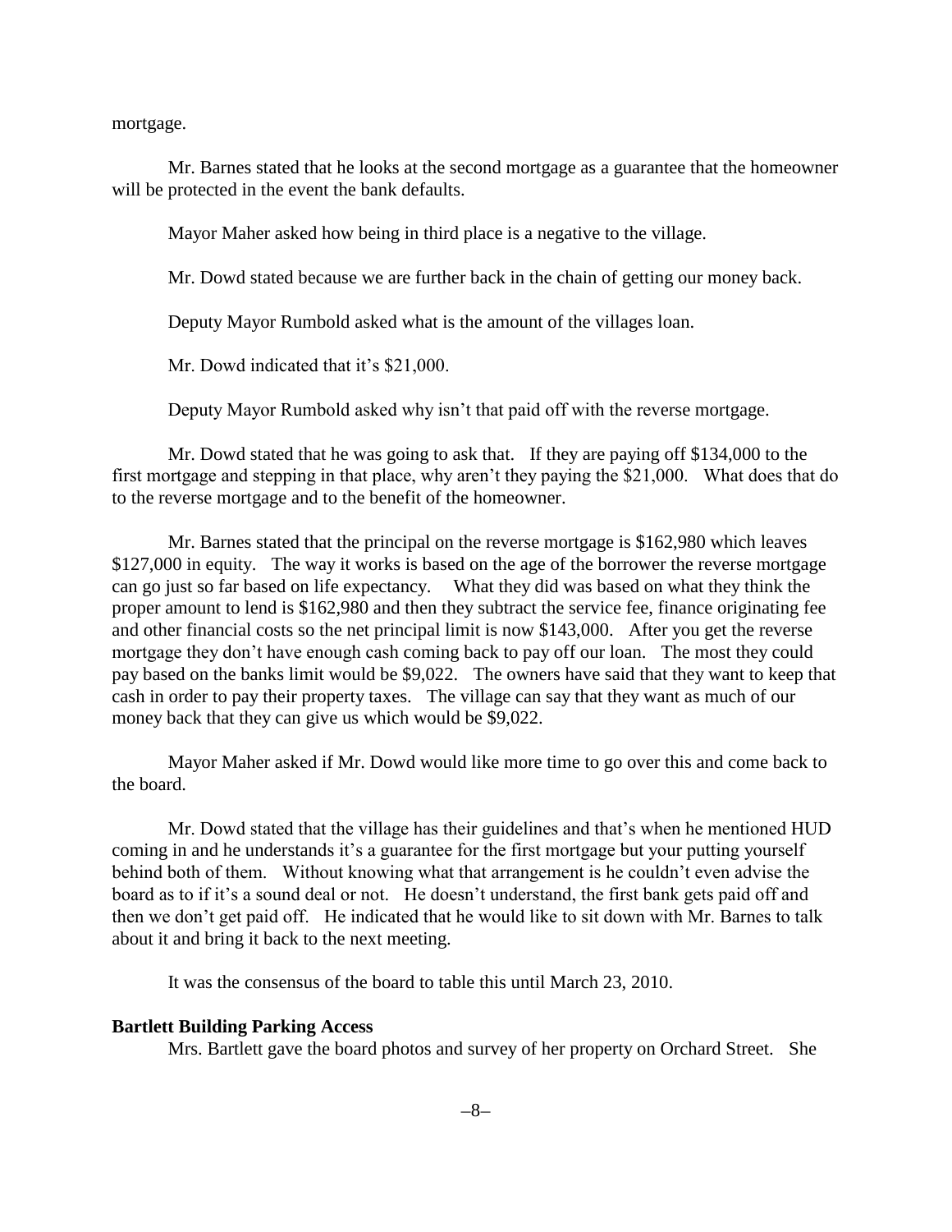mortgage.

Mr. Barnes stated that he looks at the second mortgage as a guarantee that the homeowner will be protected in the event the bank defaults.

Mayor Maher asked how being in third place is a negative to the village.

Mr. Dowd stated because we are further back in the chain of getting our money back.

Deputy Mayor Rumbold asked what is the amount of the villages loan.

Mr. Dowd indicated that it's $21,000.

Deputy Mayor Rumbold asked why isn't that paid off with the reverse mortgage.

Mr. Dowd stated that he was going to ask that. If they are paying off $134,000 to the first mortgage and stepping in that place, why aren't they paying the $21,000. What does that do to the reverse mortgage and to the benefit of the homeowner.

Mr. Barnes stated that the principal on the reverse mortgage is $162,980 which leaves $127,000 in equity. The way it works is based on the age of the borrower the reverse mortgage can go just so far based on life expectancy. What they did was based on what they think the proper amount to lend is $162,980 and then they subtract the service fee, finance originating fee and other financial costs so the net principal limit is now $143,000. After you get the reverse mortgage they don't have enough cash coming back to pay off our loan. The most they could pay based on the banks limit would be $9,022. The owners have said that they want to keep that cash in order to pay their property taxes. The village can say that they want as much of our money back that they can give us which would be $9,022.

Mayor Maher asked if Mr. Dowd would like more time to go over this and come back to the board.

Mr. Dowd stated that the village has their guidelines and that's when he mentioned HUD coming in and he understands it's a guarantee for the first mortgage but your putting yourself behind both of them. Without knowing what that arrangement is he couldn't even advise the board as to if it's a sound deal or not. He doesn't understand, the first bank gets paid off and then we don't get paid off. He indicated that he would like to sit down with Mr. Barnes to talk about it and bring it back to the next meeting.

It was the consensus of the board to table this until March 23, 2010.

**Bartlett Building Parking Access**

Mrs. Bartlett gave the board photos and survey of her property on Orchard Street. She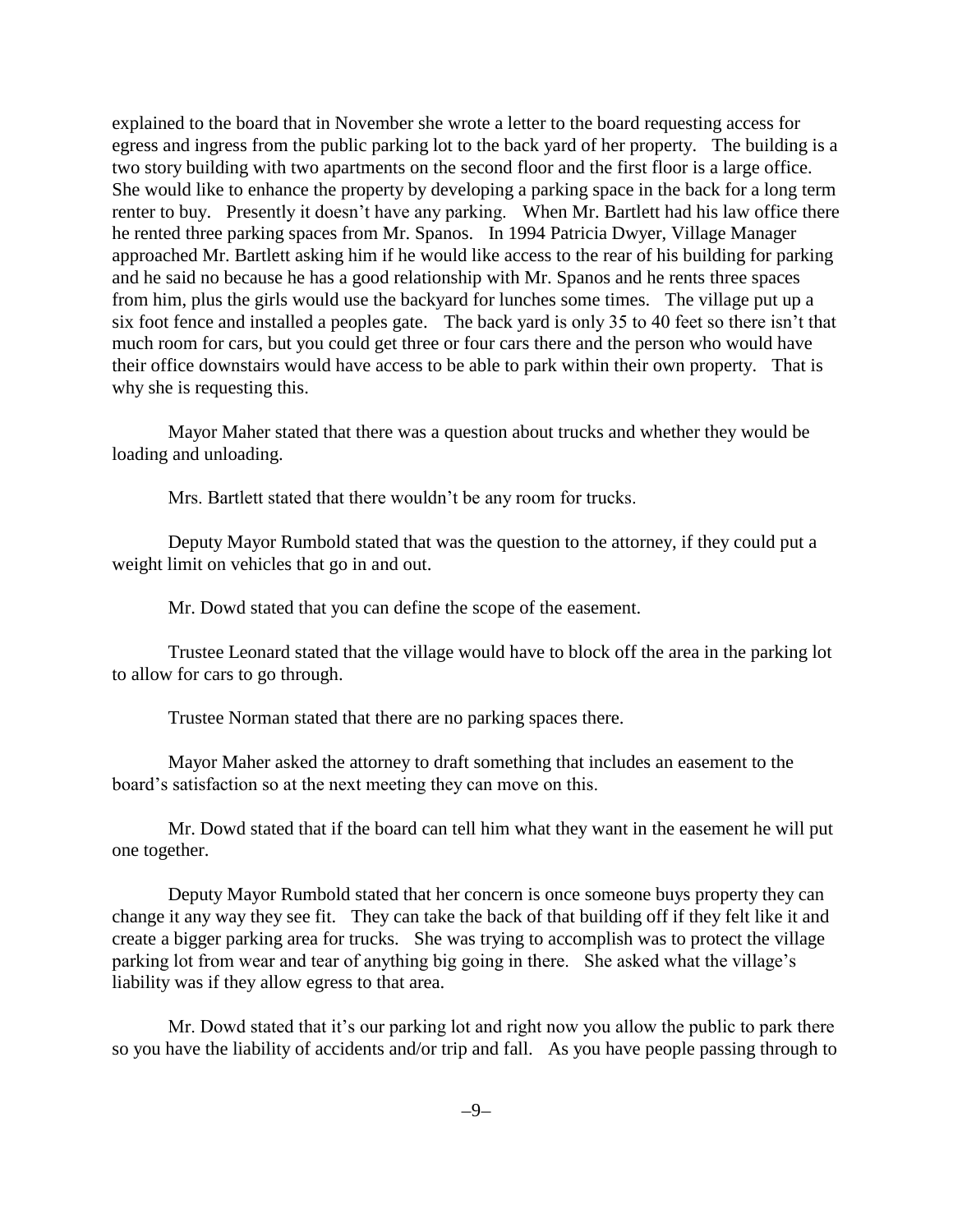explained to the board that in November she wrote a letter to the board requesting access for egress and ingress from the public parking lot to the back yard of her property. The building is a two story building with two apartments on the second floor and the first floor is a large office. She would like to enhance the property by developing a parking space in the back for a long term renter to buy. Presently it doesn't have any parking. When Mr. Bartlett had his law office there he rented three parking spaces from Mr. Spanos. In 1994 Patricia Dwyer, Village Manager approached Mr. Bartlett asking him if he would like access to the rear of his building for parking and he said no because he has a good relationship with Mr. Spanos and he rents three spaces from him, plus the girls would use the backyard for lunches some times. The village put up a six foot fence and installed a peoples gate. The back yard is only 35 to 40 feet so there isn't that much room for cars, but you could get three or four cars there and the person who would have their office downstairs would have access to be able to park within their own property. That is why she is requesting this.

Mayor Maher stated that there was a question about trucks and whether they would be loading and unloading.

Mrs. Bartlett stated that there wouldn't be any room for trucks.

Deputy Mayor Rumbold stated that was the question to the attorney, if they could put a weight limit on vehicles that go in and out.

Mr. Dowd stated that you can define the scope of the easement.

Trustee Leonard stated that the village would have to block off the area in the parking lot to allow for cars to go through.

Trustee Norman stated that there are no parking spaces there.

Mayor Maher asked the attorney to draft something that includes an easement to the board's satisfaction so at the next meeting they can move on this.

Mr. Dowd stated that if the board can tell him what they want in the easement he will put one together.

Deputy Mayor Rumbold stated that her concern is once someone buys property they can change it any way they see fit. They can take the back of that building off if they felt like it and create a bigger parking area for trucks. She was trying to accomplish was to protect the village parking lot from wear and tear of anything big going in there. She asked what the village's liability was if they allow egress to that area.

Mr. Dowd stated that it's our parking lot and right now you allow the public to park there so you have the liability of accidents and/or trip and fall. As you have people passing through to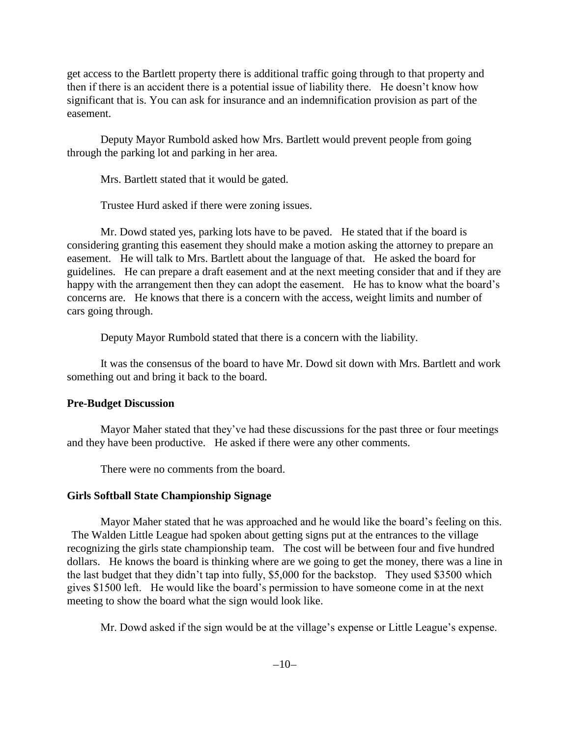get access to the Bartlett property there is additional traffic going through to that property and then if there is an accident there is a potential issue of liability there. He doesn't know how significant that is. You can ask for insurance and an indemnification provision as part of the easement.

Deputy Mayor Rumbold asked how Mrs. Bartlett would prevent people from going through the parking lot and parking in her area.

Mrs. Bartlett stated that it would be gated.

Trustee Hurd asked if there were zoning issues.

Mr. Dowd stated yes, parking lots have to be paved. He stated that if the board is considering granting this easement they should make a motion asking the attorney to prepare an easement. He will talk to Mrs. Bartlett about the language of that. He asked the board for guidelines. He can prepare a draft easement and at the next meeting consider that and if they are happy with the arrangement then they can adopt the easement. He has to know what the board's concerns are. He knows that there is a concern with the access, weight limits and number of cars going through.

Deputy Mayor Rumbold stated that there is a concern with the liability.

It was the consensus of the board to have Mr. Dowd sit down with Mrs. Bartlett and work something out and bring it back to the board.

**Pre-Budget Discussion**

Mayor Maher stated that they've had these discussions for the past three or four meetings and they have been productive. He asked if there were any other comments.

There were no comments from the board.

**Girls Softball State Championship Signage**

Mayor Maher stated that he was approached and he would like the board's feeling on this. The Walden Little League had spoken about getting signs put at the entrances to the village recognizing the girls state championship team. The cost will be between four and five hundred dollars. He knows the board is thinking where are we going to get the money, there was a line in the last budget that they didn't tap into fully, $5,000 for the backstop. They used $3500 which gives $1500 left. He would like the board's permission to have someone come in at the next meeting to show the board what the sign would look like.

Mr. Dowd asked if the sign would be at the village's expense or Little League's expense.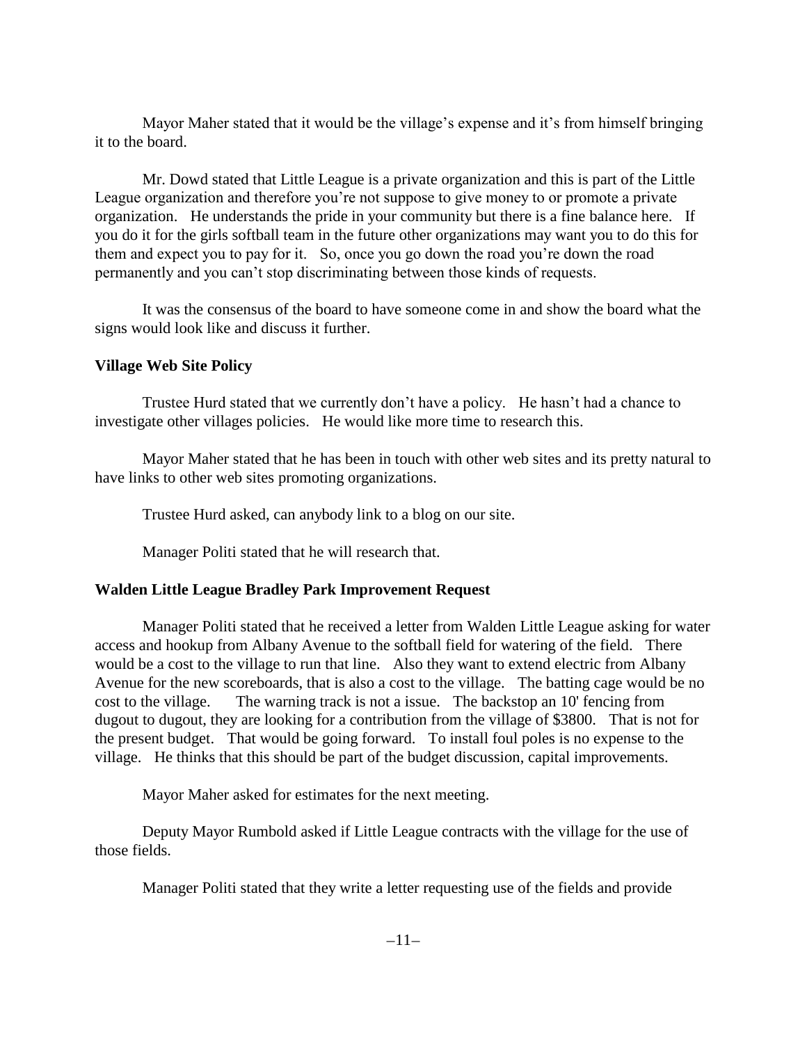Mayor Maher stated that it would be the village's expense and it's from himself bringing it to the board.

Mr. Dowd stated that Little League is a private organization and this is part of the Little League organization and therefore you're not suppose to give money to or promote a private organization. He understands the pride in your community but there is a fine balance here. If you do it for the girls softball team in the future other organizations may want you to do this for them and expect you to pay for it. So, once you go down the road you're down the road permanently and you can't stop discriminating between those kinds of requests.

It was the consensus of the board to have someone come in and show the board what the signs would look like and discuss it further.

**Village Web Site Policy**

Trustee Hurd stated that we currently don't have a policy. He hasn't had a chance to investigate other villages policies. He would like more time to research this.

Mayor Maher stated that he has been in touch with other web sites and its pretty natural to have links to other web sites promoting organizations.

Trustee Hurd asked, can anybody link to a blog on our site.

Manager Politi stated that he will research that.

**Walden Little League Bradley Park Improvement Request**

Manager Politi stated that he received a letter from Walden Little League asking for water access and hookup from Albany Avenue to the softball field for watering of the field. There would be a cost to the village to run that line. Also they want to extend electric from Albany Avenue for the new scoreboards, that is also a cost to the village. The batting cage would be no cost to the village. The warning track is not a issue. The backstop an 10' fencing from dugout to dugout, they are looking for a contribution from the village of $3800. That is not for the present budget. That would be going forward. To install foul poles is no expense to the village. He thinks that this should be part of the budget discussion, capital improvements.

Mayor Maher asked for estimates for the next meeting.

Deputy Mayor Rumbold asked if Little League contracts with the village for the use of those fields.

Manager Politi stated that they write a letter requesting use of the fields and provide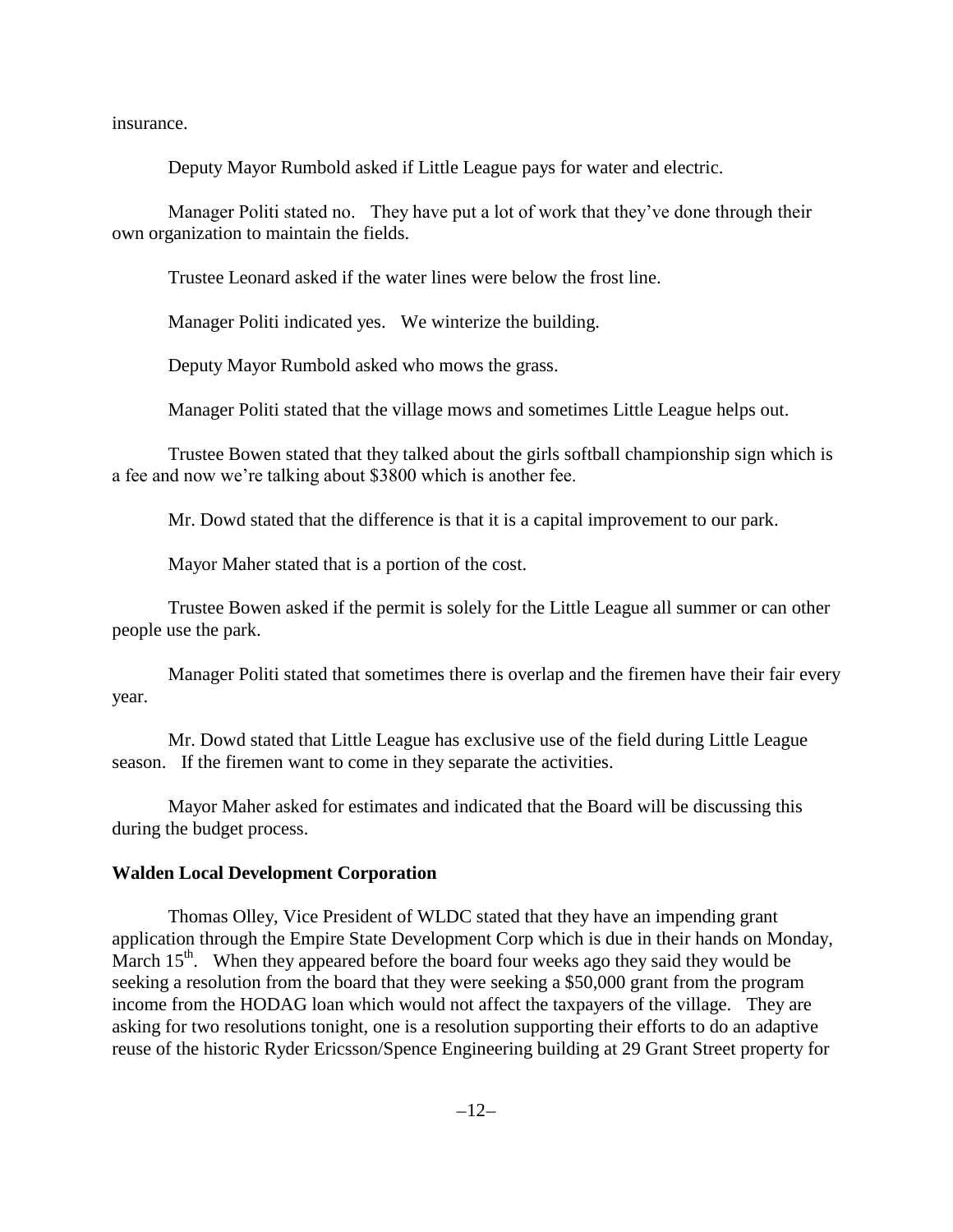insurance.

Deputy Mayor Rumbold asked if Little League pays for water and electric.

Manager Politi stated no. They have put a lot of work that they've done through their own organization to maintain the fields.

Trustee Leonard asked if the water lines were below the frost line.

Manager Politi indicated yes. We winterize the building.

Deputy Mayor Rumbold asked who mows the grass.

Manager Politi stated that the village mows and sometimes Little League helps out.

Trustee Bowen stated that they talked about the girls softball championship sign which is a fee and now we're talking about $3800 which is another fee.

Mr. Dowd stated that the difference is that it is a capital improvement to our park.

Mayor Maher stated that is a portion of the cost.

Trustee Bowen asked if the permit is solely for the Little League all summer or can other people use the park.

Manager Politi stated that sometimes there is overlap and the firemen have their fair every year.

Mr. Dowd stated that Little League has exclusive use of the field during Little League season. If the firemen want to come in they separate the activities.

Mayor Maher asked for estimates and indicated that the Board will be discussing this during the budget process.

**Walden Local Development Corporation**

Thomas Olley, Vice President of WLDC stated that they have an impending grant application through the Empire State Development Corp which is due in their hands on Monday, March 15th. When they appeared before the board four weeks ago they said they would be seeking a resolution from the board that they were seeking a $50,000 grant from the program income from the HODAG loan which would not affect the taxpayers of the village. They are asking for two resolutions tonight, one is a resolution supporting their efforts to do an adaptive reuse of the historic Ryder Ericsson/Spence Engineering building at 29 Grant Street property for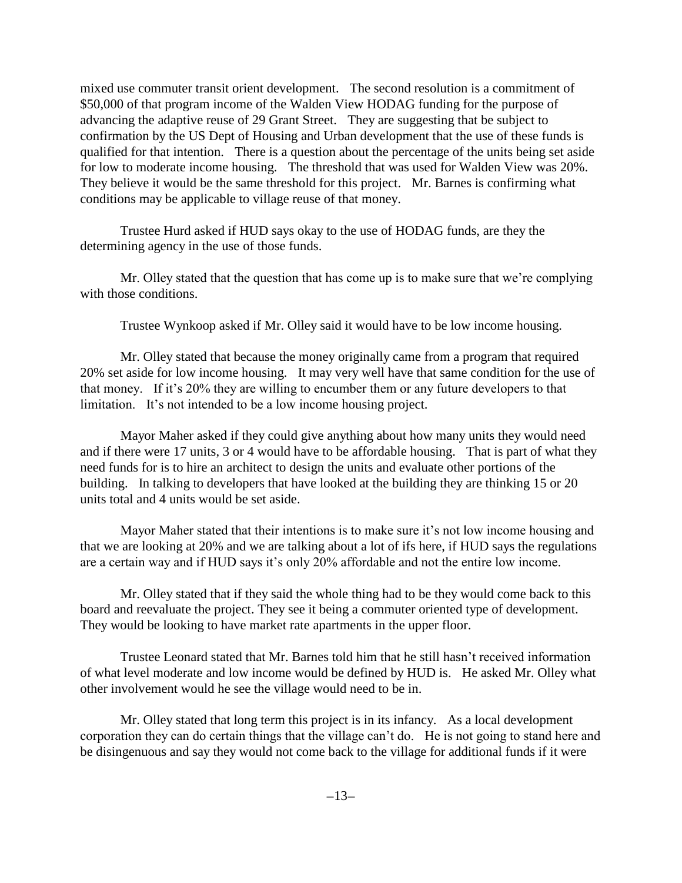mixed use commuter transit orient development. The second resolution is a commitment of $50,000 of that program income of the Walden View HODAG funding for the purpose of advancing the adaptive reuse of 29 Grant Street. They are suggesting that be subject to confirmation by the US Dept of Housing and Urban development that the use of these funds is qualified for that intention. There is a question about the percentage of the units being set aside for low to moderate income housing. The threshold that was used for Walden View was 20%. They believe it would be the same threshold for this project. Mr. Barnes is confirming what conditions may be applicable to village reuse of that money.

Trustee Hurd asked if HUD says okay to the use of HODAG funds, are they the determining agency in the use of those funds.

Mr. Olley stated that the question that has come up is to make sure that we're complying with those conditions.

Trustee Wynkoop asked if Mr. Olley said it would have to be low income housing.

Mr. Olley stated that because the money originally came from a program that required 20% set aside for low income housing. It may very well have that same condition for the use of that money. If it's 20% they are willing to encumber them or any future developers to that limitation. It's not intended to be a low income housing project.

Mayor Maher asked if they could give anything about how many units they would need and if there were 17 units, 3 or 4 would have to be affordable housing. That is part of what they need funds for is to hire an architect to design the units and evaluate other portions of the building. In talking to developers that have looked at the building they are thinking 15 or 20 units total and 4 units would be set aside.

Mayor Maher stated that their intentions is to make sure it's not low income housing and that we are looking at 20% and we are talking about a lot of ifs here, if HUD says the regulations are a certain way and if HUD says it's only 20% affordable and not the entire low income.

Mr. Olley stated that if they said the whole thing had to be they would come back to this board and reevaluate the project. They see it being a commuter oriented type of development. They would be looking to have market rate apartments in the upper floor.

Trustee Leonard stated that Mr. Barnes told him that he still hasn't received information of what level moderate and low income would be defined by HUD is. He asked Mr. Olley what other involvement would he see the village would need to be in.

Mr. Olley stated that long term this project is in its infancy. As a local development corporation they can do certain things that the village can't do. He is not going to stand here and be disingenuous and say they would not come back to the village for additional funds if it were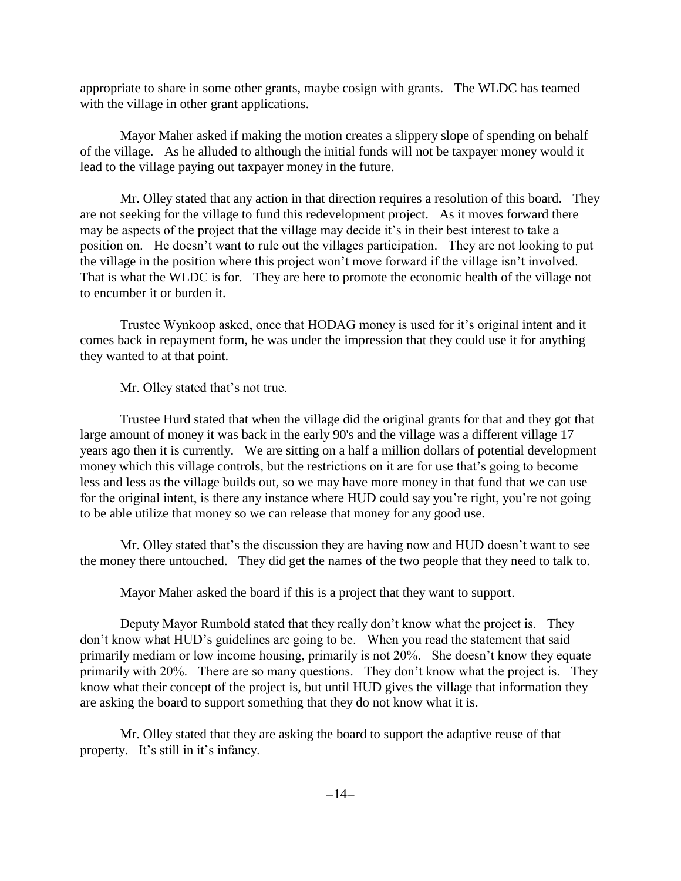appropriate to share in some other grants, maybe cosign with grants. The WLDC has teamed with the village in other grant applications.

Mayor Maher asked if making the motion creates a slippery slope of spending on behalf of the village. As he alluded to although the initial funds will not be taxpayer money would it lead to the village paying out taxpayer money in the future.

Mr. Olley stated that any action in that direction requires a resolution of this board. They are not seeking for the village to fund this redevelopment project. As it moves forward there may be aspects of the project that the village may decide it's in their best interest to take a position on. He doesn't want to rule out the villages participation. They are not looking to put the village in the position where this project won't move forward if the village isn't involved. That is what the WLDC is for. They are here to promote the economic health of the village not to encumber it or burden it.

Trustee Wynkoop asked, once that HODAG money is used for it's original intent and it comes back in repayment form, he was under the impression that they could use it for anything they wanted to at that point.

Mr. Olley stated that's not true.

Trustee Hurd stated that when the village did the original grants for that and they got that large amount of money it was back in the early 90's and the village was a different village 17 years ago then it is currently. We are sitting on a half a million dollars of potential development money which this village controls, but the restrictions on it are for use that's going to become less and less as the village builds out, so we may have more money in that fund that we can use for the original intent, is there any instance where HUD could say you're right, you're not going to be able utilize that money so we can release that money for any good use.

Mr. Olley stated that's the discussion they are having now and HUD doesn't want to see the money there untouched. They did get the names of the two people that they need to talk to.

Mayor Maher asked the board if this is a project that they want to support.

Deputy Mayor Rumbold stated that they really don't know what the project is. They don't know what HUD's guidelines are going to be. When you read the statement that said primarily mediam or low income housing, primarily is not 20%. She doesn't know they equate primarily with 20%. There are so many questions. They don't know what the project is. They know what their concept of the project is, but until HUD gives the village that information they are asking the board to support something that they do not know what it is.

Mr. Olley stated that they are asking the board to support the adaptive reuse of that property. It's still in it's infancy.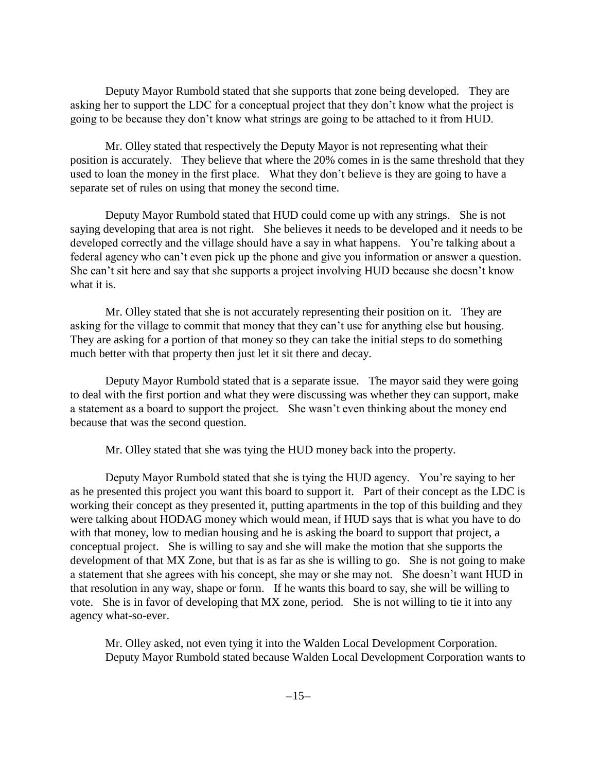Deputy Mayor Rumbold stated that she supports that zone being developed. They are asking her to support the LDC for a conceptual project that they don't know what the project is going to be because they don't know what strings are going to be attached to it from HUD.

Mr. Olley stated that respectively the Deputy Mayor is not representing what their position is accurately. They believe that where the 20% comes in is the same threshold that they used to loan the money in the first place. What they don't believe is they are going to have a separate set of rules on using that money the second time.

Deputy Mayor Rumbold stated that HUD could come up with any strings. She is not saying developing that area is not right. She believes it needs to be developed and it needs to be developed correctly and the village should have a say in what happens. You're talking about a federal agency who can't even pick up the phone and give you information or answer a question. She can't sit here and say that she supports a project involving HUD because she doesn't know what it is.

Mr. Olley stated that she is not accurately representing their position on it. They are asking for the village to commit that money that they can't use for anything else but housing. They are asking for a portion of that money so they can take the initial steps to do something much better with that property then just let it sit there and decay.

Deputy Mayor Rumbold stated that is a separate issue. The mayor said they were going to deal with the first portion and what they were discussing was whether they can support, make a statement as a board to support the project. She wasn't even thinking about the money end because that was the second question.

Mr. Olley stated that she was tying the HUD money back into the property.

Deputy Mayor Rumbold stated that she is tying the HUD agency. You're saying to her as he presented this project you want this board to support it. Part of their concept as the LDC is working their concept as they presented it, putting apartments in the top of this building and they were talking about HODAG money which would mean, if HUD says that is what you have to do with that money, low to median housing and he is asking the board to support that project, a conceptual project. She is willing to say and she will make the motion that she supports the development of that MX Zone, but that is as far as she is willing to go. She is not going to make a statement that she agrees with his concept, she may or she may not. She doesn't want HUD in that resolution in any way, shape or form. If he wants this board to say, she will be willing to vote. She is in favor of developing that MX zone, period. She is not willing to tie it into any agency what-so-ever.

Mr. Olley asked, not even tying it into the Walden Local Development Corporation. Deputy Mayor Rumbold stated because Walden Local Development Corporation wants to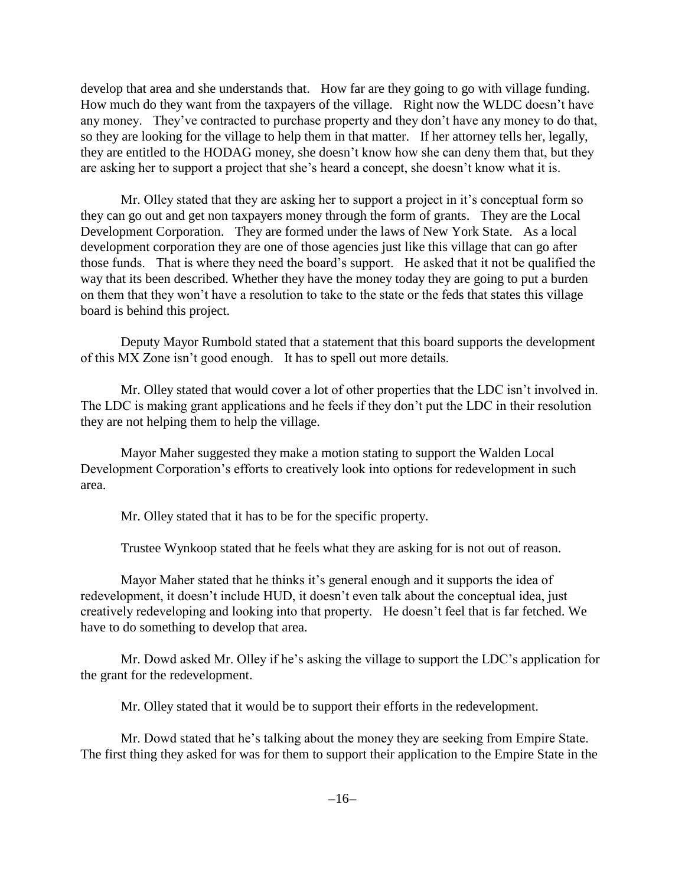develop that area and she understands that. How far are they going to go with village funding. How much do they want from the taxpayers of the village. Right now the WLDC doesn't have any money. They've contracted to purchase property and they don't have any money to do that, so they are looking for the village to help them in that matter. If her attorney tells her, legally, they are entitled to the HODAG money, she doesn't know how she can deny them that, but they are asking her to support a project that she's heard a concept, she doesn't know what it is.

Mr. Olley stated that they are asking her to support a project in it's conceptual form so they can go out and get non taxpayers money through the form of grants. They are the Local Development Corporation. They are formed under the laws of New York State. As a local development corporation they are one of those agencies just like this village that can go after those funds. That is where they need the board's support. He asked that it not be qualified the way that its been described. Whether they have the money today they are going to put a burden on them that they won't have a resolution to take to the state or the feds that states this village board is behind this project.

Deputy Mayor Rumbold stated that a statement that this board supports the development of this MX Zone isn't good enough. It has to spell out more details.

Mr. Olley stated that would cover a lot of other properties that the LDC isn't involved in. The LDC is making grant applications and he feels if they don't put the LDC in their resolution they are not helping them to help the village.

Mayor Maher suggested they make a motion stating to support the Walden Local Development Corporation's efforts to creatively look into options for redevelopment in such area.

Mr. Olley stated that it has to be for the specific property.

Trustee Wynkoop stated that he feels what they are asking for is not out of reason.

Mayor Maher stated that he thinks it's general enough and it supports the idea of redevelopment, it doesn't include HUD, it doesn't even talk about the conceptual idea, just creatively redeveloping and looking into that property. He doesn't feel that is far fetched. We have to do something to develop that area.

Mr. Dowd asked Mr. Olley if he's asking the village to support the LDC's application for the grant for the redevelopment.

Mr. Olley stated that it would be to support their efforts in the redevelopment.

Mr. Dowd stated that he's talking about the money they are seeking from Empire State. The first thing they asked for was for them to support their application to the Empire State in the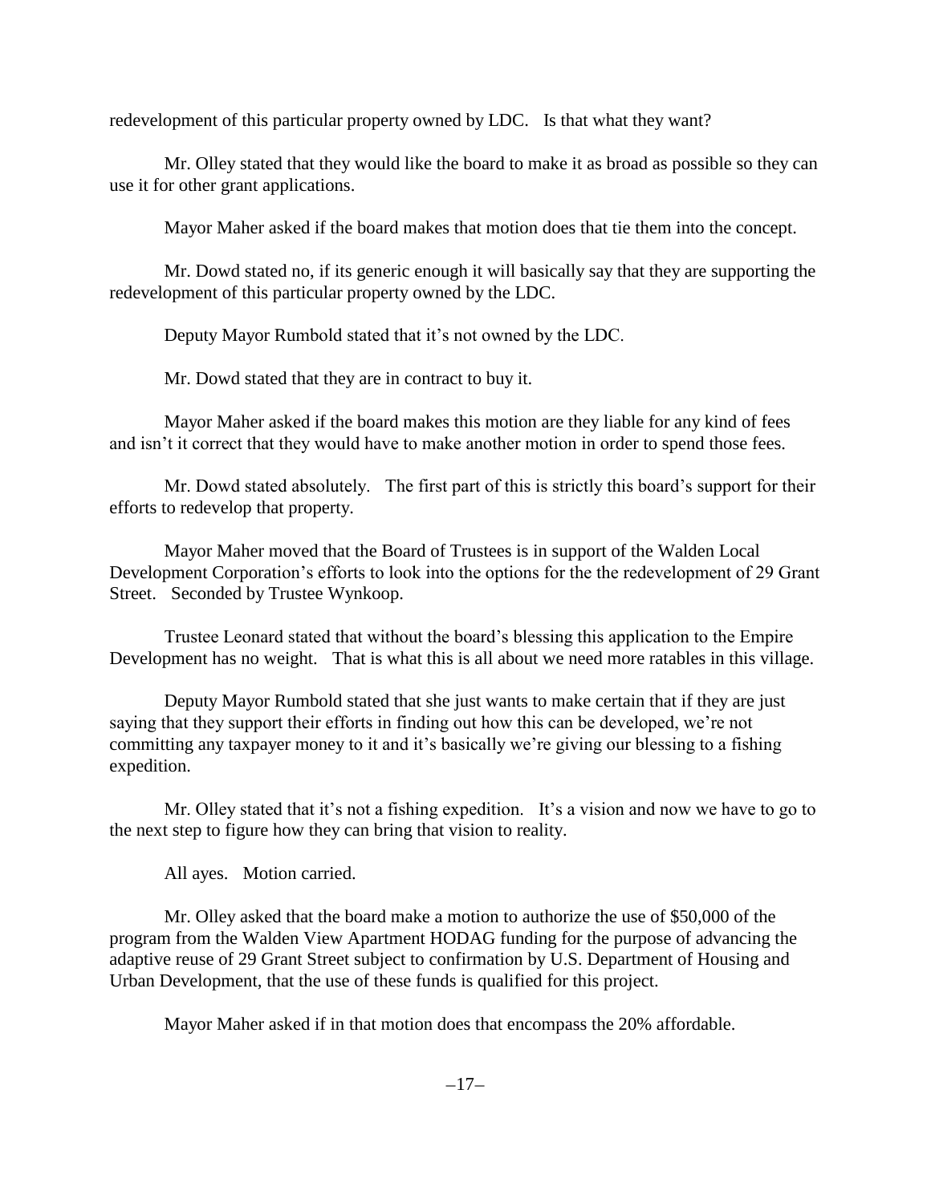redevelopment of this particular property owned by LDC. Is that what they want?

Mr. Olley stated that they would like the board to make it as broad as possible so they can use it for other grant applications.

Mayor Maher asked if the board makes that motion does that tie them into the concept.

Mr. Dowd stated no, if its generic enough it will basically say that they are supporting the redevelopment of this particular property owned by the LDC.

Deputy Mayor Rumbold stated that it's not owned by the LDC.

Mr. Dowd stated that they are in contract to buy it.

Mayor Maher asked if the board makes this motion are they liable for any kind of fees and isn't it correct that they would have to make another motion in order to spend those fees.

Mr. Dowd stated absolutely. The first part of this is strictly this board's support for their efforts to redevelop that property.

Mayor Maher moved that the Board of Trustees is in support of the Walden Local Development Corporation's efforts to look into the options for the the redevelopment of 29 Grant Street. Seconded by Trustee Wynkoop.

Trustee Leonard stated that without the board's blessing this application to the Empire Development has no weight. That is what this is all about we need more ratables in this village.

Deputy Mayor Rumbold stated that she just wants to make certain that if they are just saying that they support their efforts in finding out how this can be developed, we're not committing any taxpayer money to it and it's basically we're giving our blessing to a fishing expedition.

Mr. Olley stated that it's not a fishing expedition. It's a vision and now we have to go to the next step to figure how they can bring that vision to reality.

All ayes. Motion carried.

Mr. Olley asked that the board make a motion to authorize the use of $50,000 of the program from the Walden View Apartment HODAG funding for the purpose of advancing the adaptive reuse of 29 Grant Street subject to confirmation by U.S. Department of Housing and Urban Development, that the use of these funds is qualified for this project.

Mayor Maher asked if in that motion does that encompass the 20% affordable.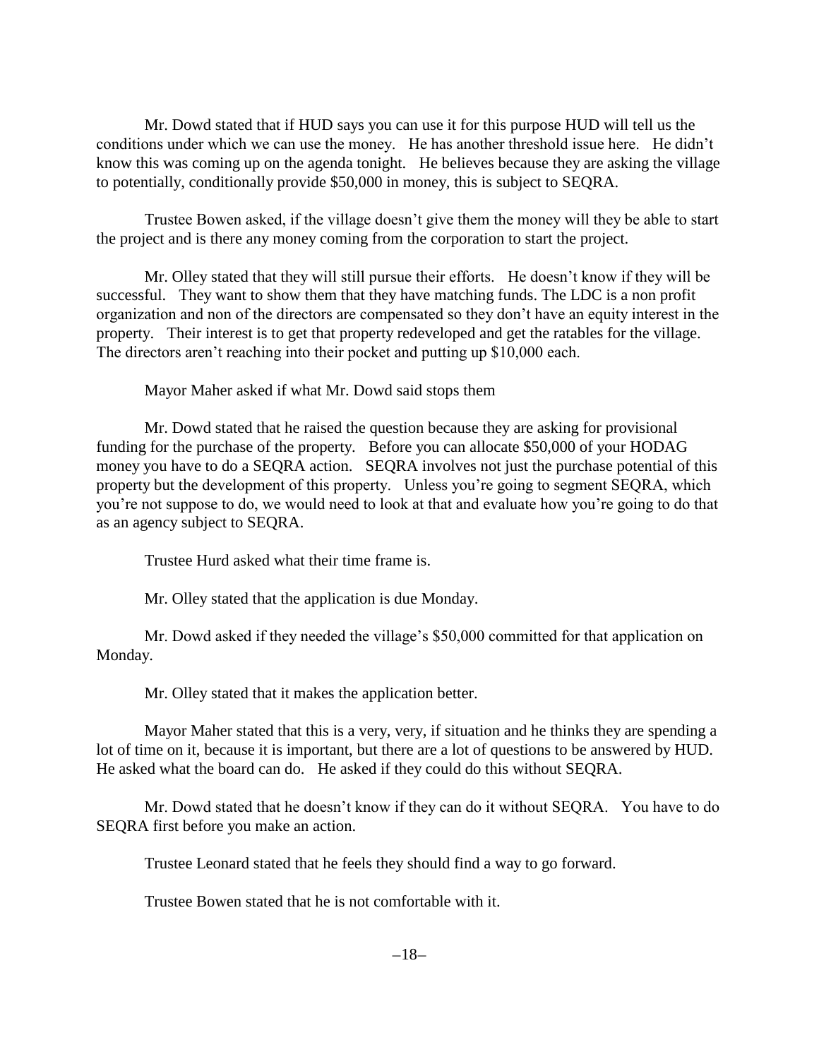Mr. Dowd stated that if HUD says you can use it for this purpose HUD will tell us the conditions under which we can use the money. He has another threshold issue here. He didn't know this was coming up on the agenda tonight. He believes because they are asking the village to potentially, conditionally provide $50,000 in money, this is subject to SEQRA.

Trustee Bowen asked, if the village doesn't give them the money will they be able to start the project and is there any money coming from the corporation to start the project.

Mr. Olley stated that they will still pursue their efforts. He doesn't know if they will be successful. They want to show them that they have matching funds. The LDC is a non profit organization and non of the directors are compensated so they don't have an equity interest in the property. Their interest is to get that property redeveloped and get the ratables for the village. The directors aren't reaching into their pocket and putting up $10,000 each.

Mayor Maher asked if what Mr. Dowd said stops them

Mr. Dowd stated that he raised the question because they are asking for provisional funding for the purchase of the property. Before you can allocate $50,000 of your HODAG money you have to do a SEQRA action. SEQRA involves not just the purchase potential of this property but the development of this property. Unless you're going to segment SEQRA, which you're not suppose to do, we would need to look at that and evaluate how you're going to do that as an agency subject to SEQRA.

Trustee Hurd asked what their time frame is.

Mr. Olley stated that the application is due Monday.

Mr. Dowd asked if they needed the village's $50,000 committed for that application on Monday.

Mr. Olley stated that it makes the application better.

Mayor Maher stated that this is a very, very, if situation and he thinks they are spending a lot of time on it, because it is important, but there are a lot of questions to be answered by HUD. He asked what the board can do. He asked if they could do this without SEQRA.

Mr. Dowd stated that he doesn't know if they can do it without SEQRA. You have to do SEQRA first before you make an action.

Trustee Leonard stated that he feels they should find a way to go forward.

Trustee Bowen stated that he is not comfortable with it.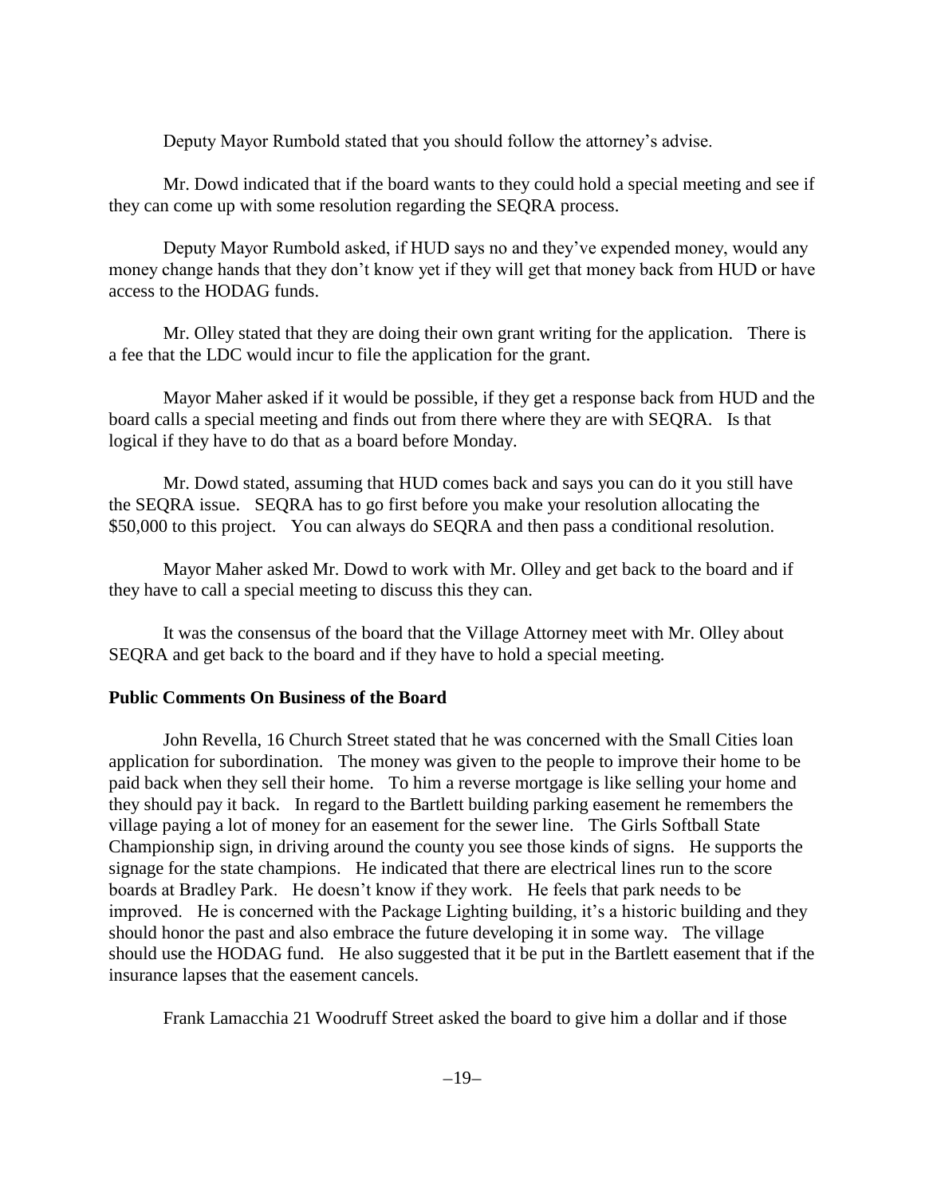Deputy Mayor Rumbold stated that you should follow the attorney's advise.

Mr. Dowd indicated that if the board wants to they could hold a special meeting and see if they can come up with some resolution regarding the SEQRA process.

Deputy Mayor Rumbold asked, if HUD says no and they've expended money, would any money change hands that they don't know yet if they will get that money back from HUD or have access to the HODAG funds.

Mr. Olley stated that they are doing their own grant writing for the application. There is a fee that the LDC would incur to file the application for the grant.

Mayor Maher asked if it would be possible, if they get a response back from HUD and the board calls a special meeting and finds out from there where they are with SEQRA. Is that logical if they have to do that as a board before Monday.

Mr. Dowd stated, assuming that HUD comes back and says you can do it you still have the SEQRA issue. SEQRA has to go first before you make your resolution allocating the \$50,000 to this project. You can always do SEQRA and then pass a conditional resolution.

Mayor Maher asked Mr. Dowd to work with Mr. Olley and get back to the board and if they have to call a special meeting to discuss this they can.

It was the consensus of the board that the Village Attorney meet with Mr. Olley about SEQRA and get back to the board and if they have to hold a special meeting.

**Public Comments On Business of the Board**

John Revella, 16 Church Street stated that he was concerned with the Small Cities loan application for subordination. The money was given to the people to improve their home to be paid back when they sell their home. To him a reverse mortgage is like selling your home and they should pay it back. In regard to the Bartlett building parking easement he remembers the village paying a lot of money for an easement for the sewer line. The Girls Softball State Championship sign, in driving around the county you see those kinds of signs. He supports the signage for the state champions. He indicated that there are electrical lines run to the score boards at Bradley Park. He doesn't know if they work. He feels that park needs to be improved. He is concerned with the Package Lighting building, it's a historic building and they should honor the past and also embrace the future developing it in some way. The village should use the HODAG fund. He also suggested that it be put in the Bartlett easement that if the insurance lapses that the easement cancels.

Frank Lamacchia 21 Woodruff Street asked the board to give him a dollar and if those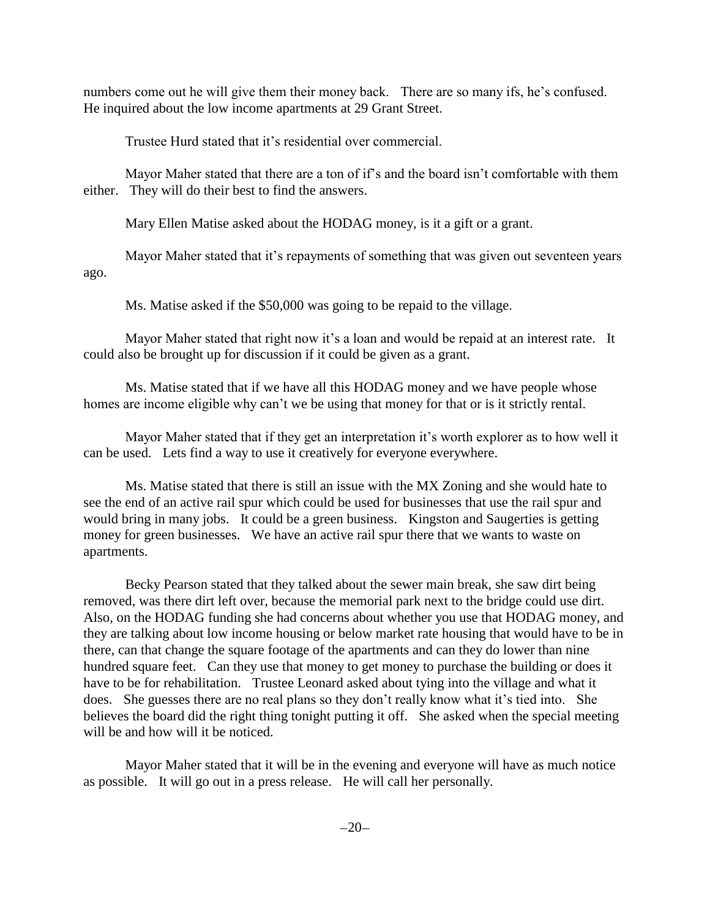numbers come out he will give them their money back. There are so many ifs, he's confused. He inquired about the low income apartments at 29 Grant Street.

Trustee Hurd stated that it's residential over commercial.

Mayor Maher stated that there are a ton of if's and the board isn't comfortable with them either. They will do their best to find the answers.

Mary Ellen Matise asked about the HODAG money, is it a gift or a grant.

Mayor Maher stated that it's repayments of something that was given out seventeen years ago.

Ms. Matise asked if the $50,000 was going to be repaid to the village.

Mayor Maher stated that right now it's a loan and would be repaid at an interest rate. It could also be brought up for discussion if it could be given as a grant.

Ms. Matise stated that if we have all this HODAG money and we have people whose homes are income eligible why can't we be using that money for that or is it strictly rental.

Mayor Maher stated that if they get an interpretation it's worth explorer as to how well it can be used. Lets find a way to use it creatively for everyone everywhere.

Ms. Matise stated that there is still an issue with the MX Zoning and she would hate to see the end of an active rail spur which could be used for businesses that use the rail spur and would bring in many jobs. It could be a green business. Kingston and Saugerties is getting money for green businesses. We have an active rail spur there that we wants to waste on apartments.

Becky Pearson stated that they talked about the sewer main break, she saw dirt being removed, was there dirt left over, because the memorial park next to the bridge could use dirt. Also, on the HODAG funding she had concerns about whether you use that HODAG money, and they are talking about low income housing or below market rate housing that would have to be in there, can that change the square footage of the apartments and can they do lower than nine hundred square feet. Can they use that money to get money to purchase the building or does it have to be for rehabilitation. Trustee Leonard asked about tying into the village and what it does. She guesses there are no real plans so they don't really know what it's tied into. She believes the board did the right thing tonight putting it off. She asked when the special meeting will be and how will it be noticed.

Mayor Maher stated that it will be in the evening and everyone will have as much notice as possible. It will go out in a press release. He will call her personally.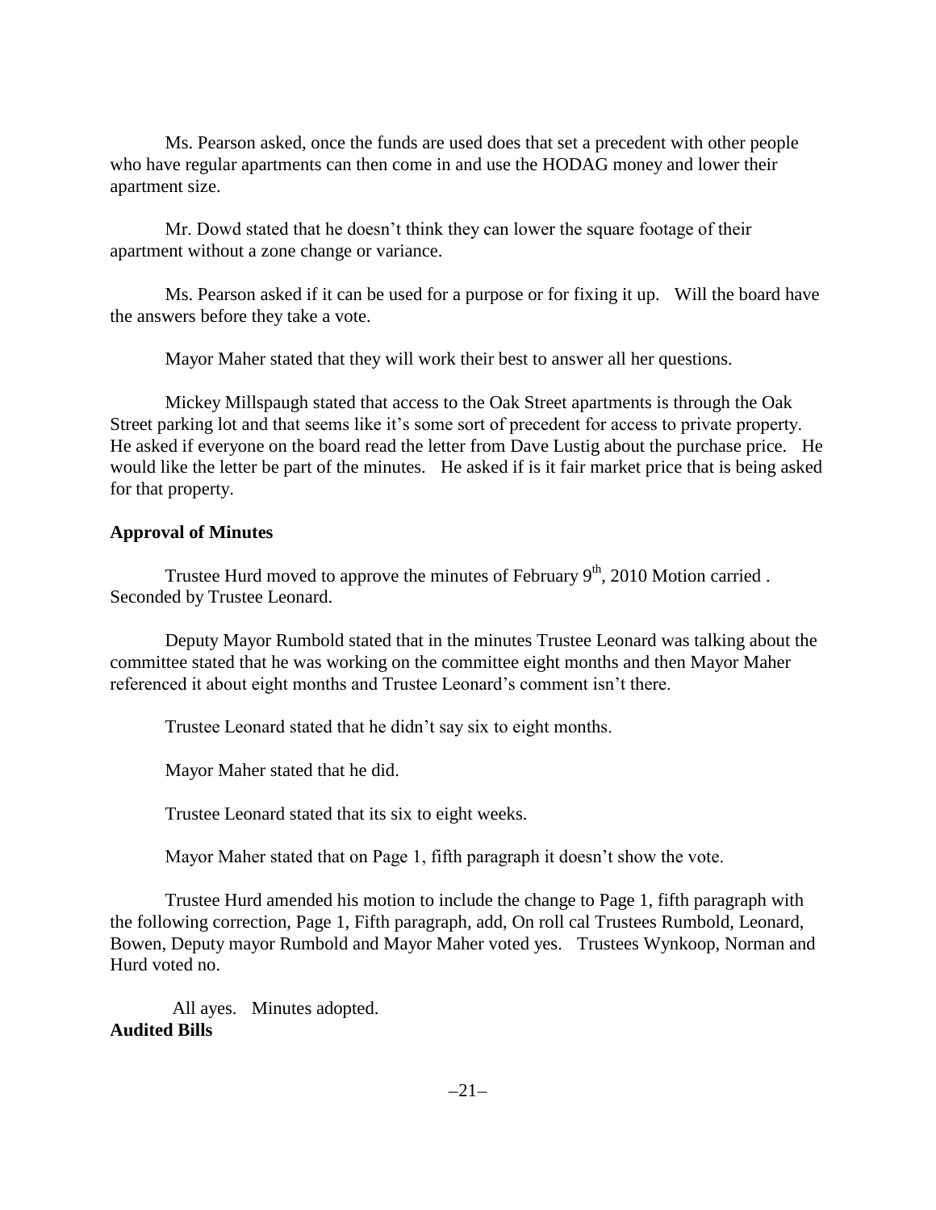Ms. Pearson asked, once the funds are used does that set a precedent with other people who have regular apartments can then come in and use the HODAG money and lower their apartment size.

Mr. Dowd stated that he doesn't think they can lower the square footage of their apartment without a zone change or variance.

Ms. Pearson asked if it can be used for a purpose or for fixing it up. Will the board have the answers before they take a vote.

Mayor Maher stated that they will work their best to answer all her questions.

Mickey Millspaugh stated that access to the Oak Street apartments is through the Oak Street parking lot and that seems like it's some sort of precedent for access to private property. He asked if everyone on the board read the letter from Dave Lustig about the purchase price. He would like the letter be part of the minutes. He asked if is it fair market price that is being asked for that property.

**Approval of Minutes**

Trustee Hurd moved to approve the minutes of February 9th, 2010 Motion carried . Seconded by Trustee Leonard.

Deputy Mayor Rumbold stated that in the minutes Trustee Leonard was talking about the committee stated that he was working on the committee eight months and then Mayor Maher referenced it about eight months and Trustee Leonard's comment isn't there.

Trustee Leonard stated that he didn't say six to eight months.

Mayor Maher stated that he did.

Trustee Leonard stated that its six to eight weeks.

Mayor Maher stated that on Page 1, fifth paragraph it doesn't show the vote.

Trustee Hurd amended his motion to include the change to Page 1, fifth paragraph with the following correction, Page 1, Fifth paragraph, add, On roll cal Trustees Rumbold, Leonard, Bowen, Deputy mayor Rumbold and Mayor Maher voted yes. Trustees Wynkoop, Norman and Hurd voted no.

All ayes. Minutes adopted.

**Audited Bills**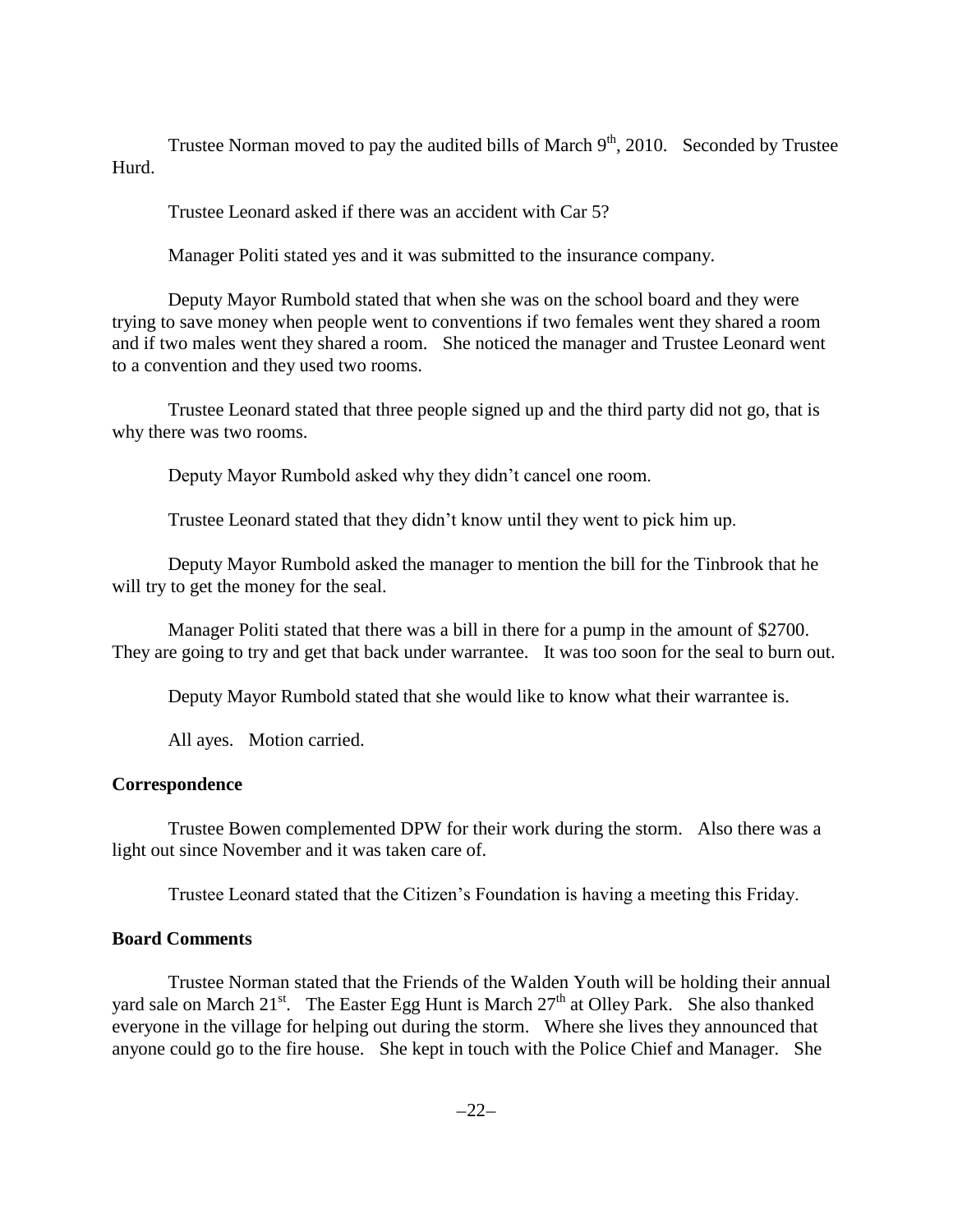Trustee Norman moved to pay the audited bills of March 9th, 2010. Seconded by Trustee Hurd.

Trustee Leonard asked if there was an accident with Car 5?

Manager Politi stated yes and it was submitted to the insurance company.

Deputy Mayor Rumbold stated that when she was on the school board and they were trying to save money when people went to conventions if two females went they shared a room and if two males went they shared a room. She noticed the manager and Trustee Leonard went to a convention and they used two rooms.

Trustee Leonard stated that three people signed up and the third party did not go, that is why there was two rooms.

Deputy Mayor Rumbold asked why they didn't cancel one room.

Trustee Leonard stated that they didn't know until they went to pick him up.

Deputy Mayor Rumbold asked the manager to mention the bill for the Tinbrook that he will try to get the money for the seal.

Manager Politi stated that there was a bill in there for a pump in the amount of $2700. They are going to try and get that back under warrantee. It was too soon for the seal to burn out.

Deputy Mayor Rumbold stated that she would like to know what their warrantee is.

All ayes. Motion carried.

**Correspondence**

Trustee Bowen complemented DPW for their work during the storm. Also there was a light out since November and it was taken care of.

Trustee Leonard stated that the Citizen's Foundation is having a meeting this Friday.

**Board Comments**

Trustee Norman stated that the Friends of the Walden Youth will be holding their annual yard sale on March 21st. The Easter Egg Hunt is March 27th at Olley Park. She also thanked everyone in the village for helping out during the storm. Where she lives they announced that anyone could go to the fire house. She kept in touch with the Police Chief and Manager. She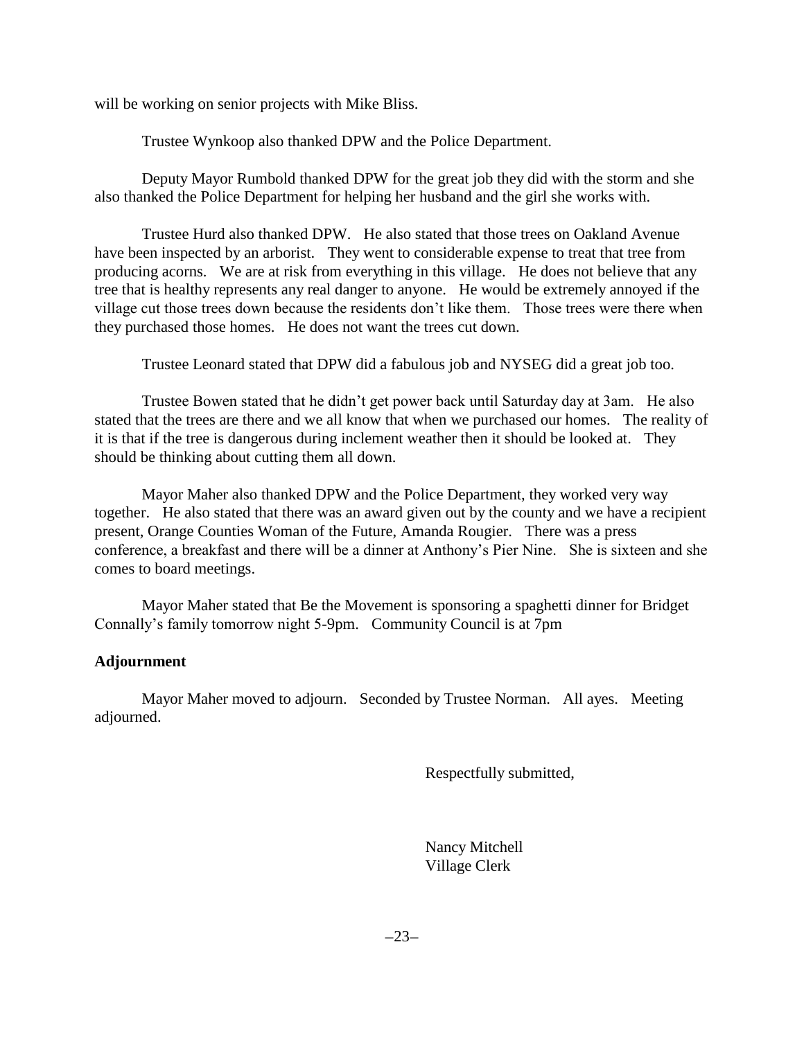will be working on senior projects with Mike Bliss.

Trustee Wynkoop also thanked DPW and the Police Department.

Deputy Mayor Rumbold thanked DPW for the great job they did with the storm and she also thanked the Police Department for helping her husband and the girl she works with.

Trustee Hurd also thanked DPW. He also stated that those trees on Oakland Avenue have been inspected by an arborist. They went to considerable expense to treat that tree from producing acorns. We are at risk from everything in this village. He does not believe that any tree that is healthy represents any real danger to anyone. He would be extremely annoyed if the village cut those trees down because the residents don't like them. Those trees were there when they purchased those homes. He does not want the trees cut down.

Trustee Leonard stated that DPW did a fabulous job and NYSEG did a great job too.

Trustee Bowen stated that he didn't get power back until Saturday day at 3am. He also stated that the trees are there and we all know that when we purchased our homes. The reality of it is that if the tree is dangerous during inclement weather then it should be looked at. They should be thinking about cutting them all down.

Mayor Maher also thanked DPW and the Police Department, they worked very way together. He also stated that there was an award given out by the county and we have a recipient present, Orange Counties Woman of the Future, Amanda Rougier. There was a press conference, a breakfast and there will be a dinner at Anthony's Pier Nine. She is sixteen and she comes to board meetings.

Mayor Maher stated that Be the Movement is sponsoring a spaghetti dinner for Bridget Connally's family tomorrow night 5-9pm. Community Council is at 7pm

**Adjournment**

Mayor Maher moved to adjourn. Seconded by Trustee Norman. All ayes. Meeting adjourned.

Respectfully submitted,

Nancy Mitchell
Village Clerk